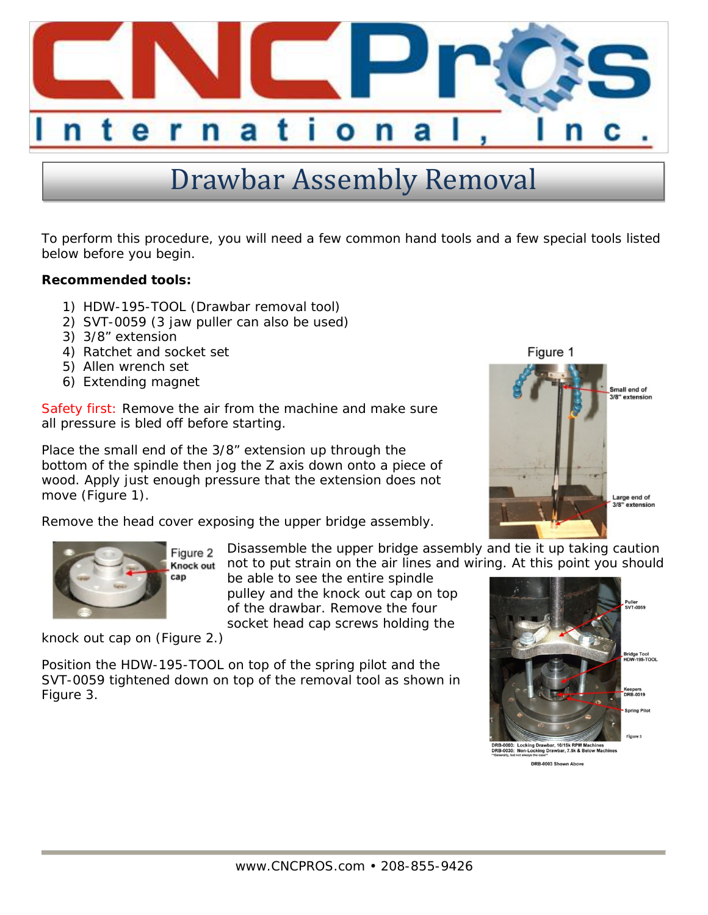# Drawbar Assembly Removal

To perform this procedure, you will need a few common hand tools and a few special tools listed below before you begin.

**Recommended tools:**

1) HDW-195-TOOL (Drawbar removal tool)
2) SVT-0059 (3 jaw puller can also be used)
3) 3/8" extension
4) Ratchet and socket set
5) Allen wrench set
6) Extending magnet

Safety first: Remove the air from the machine and make sure all pressure is bled off before starting.

Place the small end of the 3/8" extension up through the bottom of the spindle then jog the Z axis down onto a piece of wood. Apply just enough pressure that the extension does not move (Figure 1).

Figure 1

Small end of 3/8" extension

Large end of 3/8" extension

Remove the head cover exposing the upper bridge assembly.

Figure 2 Knock out cap

Disassemble the upper bridge assembly and tie it up taking caution not to put strain on the air lines and wiring. At this point you should be able to see the entire spindle pulley and the knock out cap on top of the drawbar. Remove the four socket head cap screws holding the knock out cap on (Figure 2.)

Position the HDW-195-TOOL on top of the spring pilot and the SVT-0059 tightened down on top of the removal tool as shown in Figure 3.

Puller SVT-0059

Bridge Tool HDW-195-TOOL

Keepers DRB-0019

Spring Pilot

Figure 3

DRB-0003: Locking Drawbar, 10/15k RPM Machines
DRB-0030: Non-Locking Drawbar, 7.5k & Below Machines
**Generally, but not always the case**

DRB-0003 Shown Above

www.CNCPROS.com • 208-855-9426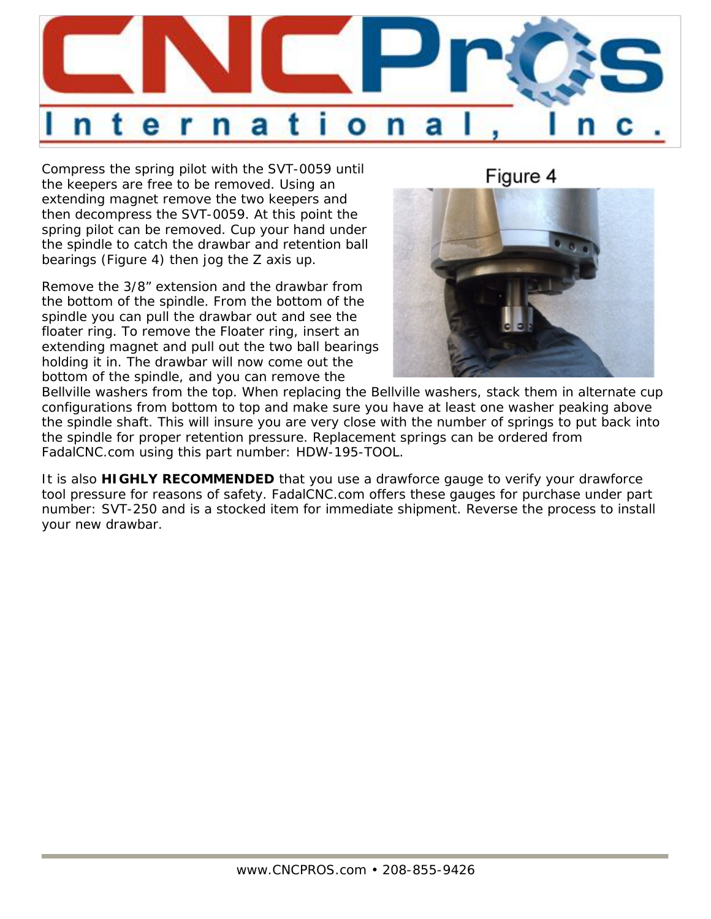Compress the spring pilot with the SVT-0059 until the keepers are free to be removed. Using an extending magnet remove the two keepers and then decompress the SVT-0059. At this point the spring pilot can be removed. Cup your hand under the spindle to catch the drawbar and retention ball bearings (Figure 4) then jog the Z axis up.

Figure 4

Remove the 3/8" extension and the drawbar from the bottom of the spindle. From the bottom of the spindle you can pull the drawbar out and see the floater ring. To remove the Floater ring, insert an extending magnet and pull out the two ball bearings holding it in. The drawbar will now come out the bottom of the spindle, and you can remove the Bellville washers from the top. When replacing the Bellville washers, stack them in alternate cup configurations from bottom to top and make sure you have at least one washer peaking above the spindle shaft. This will insure you are very close with the number of springs to put back into the spindle for proper retention pressure. Replacement springs can be ordered from FadalCNC.com using this part number: HDW-195-TOOL.

It is also **HIGHLY RECOMMENDED** that you use a drawforce gauge to verify your drawforce tool pressure for reasons of safety. FadalCNC.com offers these gauges for purchase under part number: SVT-250 and is a stocked item for immediate shipment. Reverse the process to install your new drawbar.